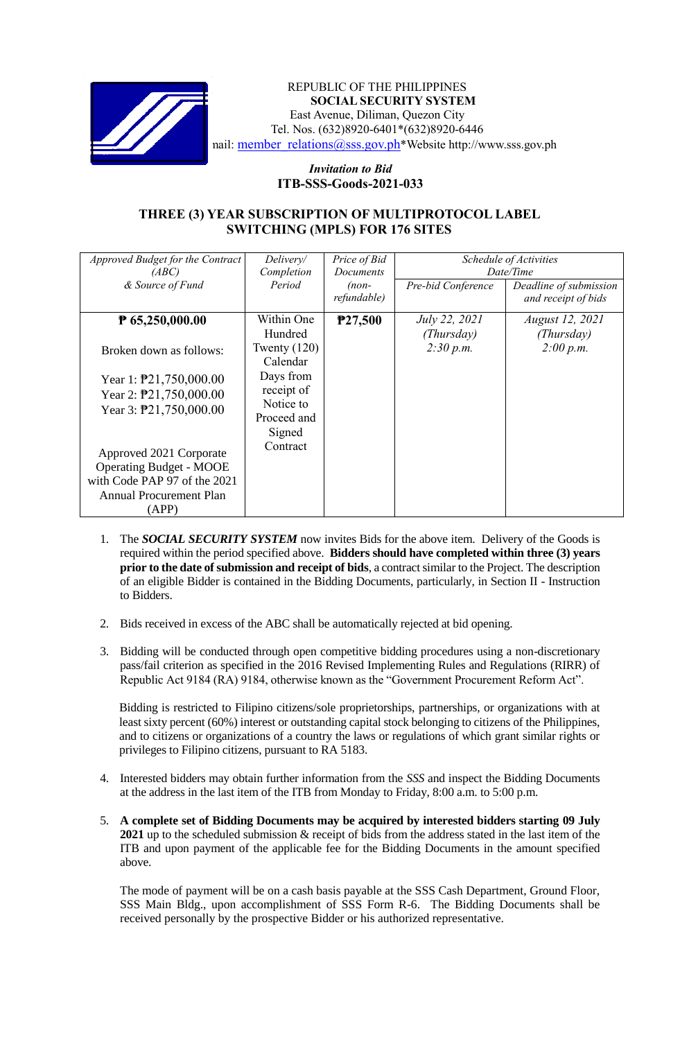REPUBLIC OF THE PHILIPPINES
**SOCIAL SECURITY SYSTEM**
East Avenue, Diliman, Quezon City
Tel. Nos. (632)8920-6401*(632)8920-6446
nail: member_relations@sss.gov.ph*Website http://www.sss.gov.ph

*Invitation to Bid*
**ITB-SSS-Goods-2021-033**

## THREE (3) YEAR SUBSCRIPTION OF MULTIPROTOCOL LABEL SWITCHING (MPLS) FOR 176 SITES

| *Approved Budget for the Contract (ABC) & Source of Fund* | *Delivery/ Completion Period* | *Price of Bid Documents (non-refundable)* | *Schedule of Activities Date/Time* | |
|---|---|---|---|---|
| | | | *Pre-bid Conference* | *Deadline of submission and receipt of bids* |
| **₱ 65,250,000.00**<br><br>Broken down as follows:<br><br>Year 1: ₱21,750,000.00<br>Year 2: ₱21,750,000.00<br>Year 3: ₱21,750,000.00<br><br>Approved 2021 Corporate Operating Budget - MOOE with Code PAP 97 of the 2021 Annual Procurement Plan (APP) | Within One Hundred Twenty (120) Calendar Days from receipt of Notice to Proceed and Signed Contract | **₱27,500** | *July 22, 2021 (Thursday) 2:30 p.m.* | *August 12, 2021 (Thursday) 2:00 p.m.* |

1. The ***SOCIAL SECURITY SYSTEM*** now invites Bids for the above item. Delivery of the Goods is required within the period specified above. **Bidders should have completed within three (3) years prior to the date of submission and receipt of bids**, a contract similar to the Project. The description of an eligible Bidder is contained in the Bidding Documents, particularly, in Section II - Instruction to Bidders.

2. Bids received in excess of the ABC shall be automatically rejected at bid opening.

3. Bidding will be conducted through open competitive bidding procedures using a non-discretionary pass/fail criterion as specified in the 2016 Revised Implementing Rules and Regulations (RIRR) of Republic Act 9184 (RA) 9184, otherwise known as the "Government Procurement Reform Act".

   Bidding is restricted to Filipino citizens/sole proprietorships, partnerships, or organizations with at least sixty percent (60%) interest or outstanding capital stock belonging to citizens of the Philippines, and to citizens or organizations of a country the laws or regulations of which grant similar rights or privileges to Filipino citizens, pursuant to RA 5183.

4. Interested bidders may obtain further information from the *SSS* and inspect the Bidding Documents at the address in the last item of the ITB from Monday to Friday, 8:00 a.m. to 5:00 p.m.

5. **A complete set of Bidding Documents may be acquired by interested bidders starting 09 July 2021** up to the scheduled submission & receipt of bids from the address stated in the last item of the ITB and upon payment of the applicable fee for the Bidding Documents in the amount specified above.

   The mode of payment will be on a cash basis payable at the SSS Cash Department, Ground Floor, SSS Main Bldg., upon accomplishment of SSS Form R-6. The Bidding Documents shall be received personally by the prospective Bidder or his authorized representative.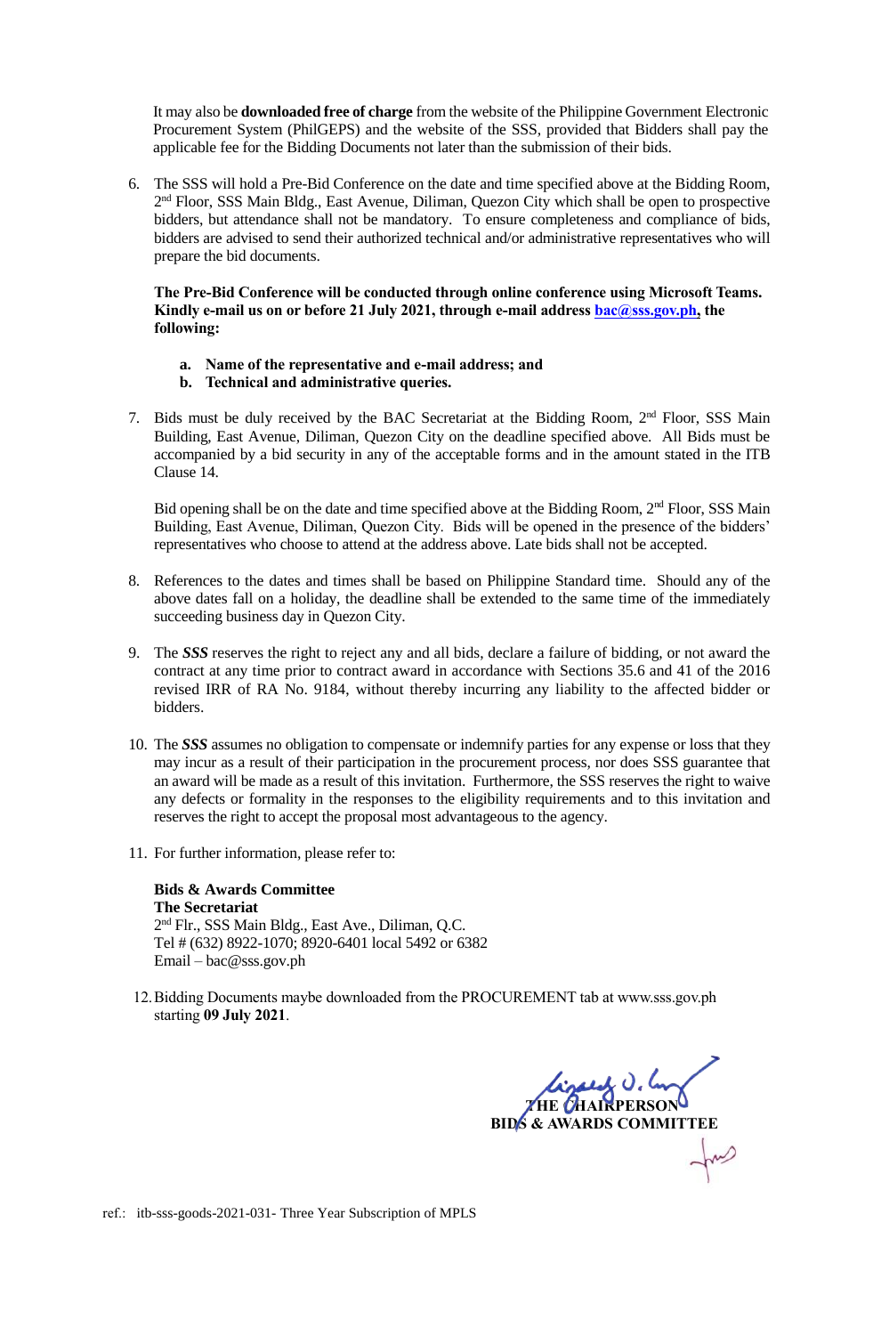It may also be **downloaded free of charge** from the website of the Philippine Government Electronic Procurement System (PhilGEPS) and the website of the SSS, provided that Bidders shall pay the applicable fee for the Bidding Documents not later than the submission of their bids.

6. The SSS will hold a Pre-Bid Conference on the date and time specified above at the Bidding Room, 2nd Floor, SSS Main Bldg., East Avenue, Diliman, Quezon City which shall be open to prospective bidders, but attendance shall not be mandatory. To ensure completeness and compliance of bids, bidders are advised to send their authorized technical and/or administrative representatives who will prepare the bid documents.

   **The Pre-Bid Conference will be conducted through online conference using Microsoft Teams. Kindly e-mail us on or before 21 July 2021, through e-mail address bac@sss.gov.ph, the following:**

   **a. Name of the representative and e-mail address; and**
   **b. Technical and administrative queries.**

7. Bids must be duly received by the BAC Secretariat at the Bidding Room, 2nd Floor, SSS Main Building, East Avenue, Diliman, Quezon City on the deadline specified above. All Bids must be accompanied by a bid security in any of the acceptable forms and in the amount stated in the ITB Clause 14.

   Bid opening shall be on the date and time specified above at the Bidding Room, 2nd Floor, SSS Main Building, East Avenue, Diliman, Quezon City. Bids will be opened in the presence of the bidders' representatives who choose to attend at the address above. Late bids shall not be accepted.

8. References to the dates and times shall be based on Philippine Standard time. Should any of the above dates fall on a holiday, the deadline shall be extended to the same time of the immediately succeeding business day in Quezon City.

9. The ***SSS*** reserves the right to reject any and all bids, declare a failure of bidding, or not award the contract at any time prior to contract award in accordance with Sections 35.6 and 41 of the 2016 revised IRR of RA No. 9184, without thereby incurring any liability to the affected bidder or bidders.

10. The ***SSS*** assumes no obligation to compensate or indemnify parties for any expense or loss that they may incur as a result of their participation in the procurement process, nor does SSS guarantee that an award will be made as a result of this invitation. Furthermore, the SSS reserves the right to waive any defects or formality in the responses to the eligibility requirements and to this invitation and reserves the right to accept the proposal most advantageous to the agency.

11. For further information, please refer to:

    **Bids & Awards Committee**
    **The Secretariat**
    2nd Flr., SSS Main Bldg., East Ave., Diliman, Q.C.
    Tel # (632) 8922-1070; 8920-6401 local 5492 or 6382
    Email – bac@sss.gov.ph

12. Bidding Documents maybe downloaded from the PROCUREMENT tab at www.sss.gov.ph starting **09 July 2021**.

**THE CHAIRPERSON**
**BIDS & AWARDS COMMITTEE**

ref.: itb-sss-goods-2021-031- Three Year Subscription of MPLS